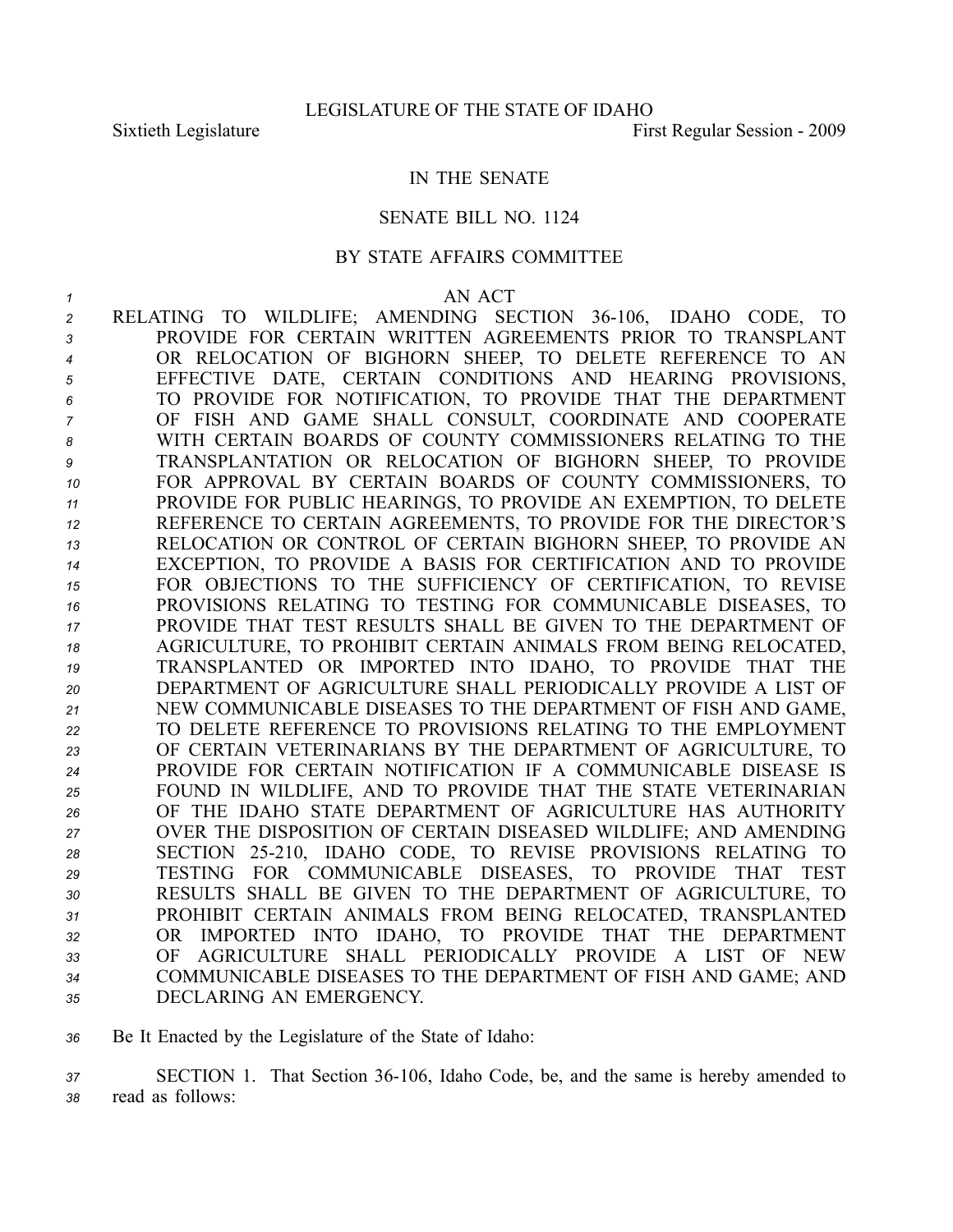LEGISLATURE OF THE STATE OF IDAHO

Sixtieth Legislature First Regular Session - 2009

# IN THE SENATE

## SENATE BILL NO. 1124

### BY STATE AFFAIRS COMMITTEE

AN ACT

RELATING TO WILDLIFE; AMENDING SECTION 36-106, IDAHO CODE, TO PROVIDE FOR CERTAIN WRITTEN AGREEMENTS PRIOR TO TRANSPLANT OR RELOCATION OF BIGHORN SHEEP, TO DELETE REFERENCE TO AN EFFECTIVE DATE, CERTAIN CONDITIONS AND HEARING PROVISIONS, TO PROVIDE FOR NOTIFICATION, TO PROVIDE THAT THE DEPARTMENT OF FISH AND GAME SHALL CONSULT, COORDINATE AND COOPERATE WITH CERTAIN BOARDS OF COUNTY COMMISSIONERS RELATING TO THE TRANSPLANTATION OR RELOCATION OF BIGHORN SHEEP, TO PROVIDE FOR APPROVAL BY CERTAIN BOARDS OF COUNTY COMMISSIONERS, TO PROVIDE FOR PUBLIC HEARINGS, TO PROVIDE AN EXEMPTION, TO DELETE REFERENCE TO CERTAIN AGREEMENTS, TO PROVIDE FOR THE DIRECTOR'S RELOCATION OR CONTROL OF CERTAIN BIGHORN SHEEP, TO PROVIDE AN EXCEPTION, TO PROVIDE A BASIS FOR CERTIFICATION AND TO PROVIDE FOR OBJECTIONS TO THE SUFFICIENCY OF CERTIFICATION, TO REVISE PROVISIONS RELATING TO TESTING FOR COMMUNICABLE DISEASES, TO PROVIDE THAT TEST RESULTS SHALL BE GIVEN TO THE DEPARTMENT OF AGRICULTURE, TO PROHIBIT CERTAIN ANIMALS FROM BEING RELOCATED, TRANSPLANTED OR IMPORTED INTO IDAHO, TO PROVIDE THAT THE DEPARTMENT OF AGRICULTURE SHALL PERIODICALLY PROVIDE A LIST OF NEW COMMUNICABLE DISEASES TO THE DEPARTMENT OF FISH AND GAME, TO DELETE REFERENCE TO PROVISIONS RELATING TO THE EMPLOYMENT OF CERTAIN VETERINARIANS BY THE DEPARTMENT OF AGRICULTURE, TO PROVIDE FOR CERTAIN NOTIFICATION IF A COMMUNICABLE DISEASE IS FOUND IN WILDLIFE, AND TO PROVIDE THAT THE STATE VETERINARIAN OF THE IDAHO STATE DEPARTMENT OF AGRICULTURE HAS AUTHORITY OVER THE DISPOSITION OF CERTAIN DISEASED WILDLIFE; AND AMENDING SECTION 25-210, IDAHO CODE, TO REVISE PROVISIONS RELATING TO TESTING FOR COMMUNICABLE DISEASES, TO PROVIDE THAT TEST RESULTS SHALL BE GIVEN TO THE DEPARTMENT OF AGRICULTURE, TO PROHIBIT CERTAIN ANIMALS FROM BEING RELOCATED, TRANSPLANTED OR IMPORTED INTO IDAHO, TO PROVIDE THAT THE DEPARTMENT OF AGRICULTURE SHALL PERIODICALLY PROVIDE A LIST OF NEW COMMUNICABLE DISEASES TO THE DEPARTMENT OF FISH AND GAME; AND DECLARING AN EMERGENCY.

Be It Enacted by the Legislature of the State of Idaho:

SECTION 1. That Section 36-106, Idaho Code, be, and the same is hereby amended to read as follows: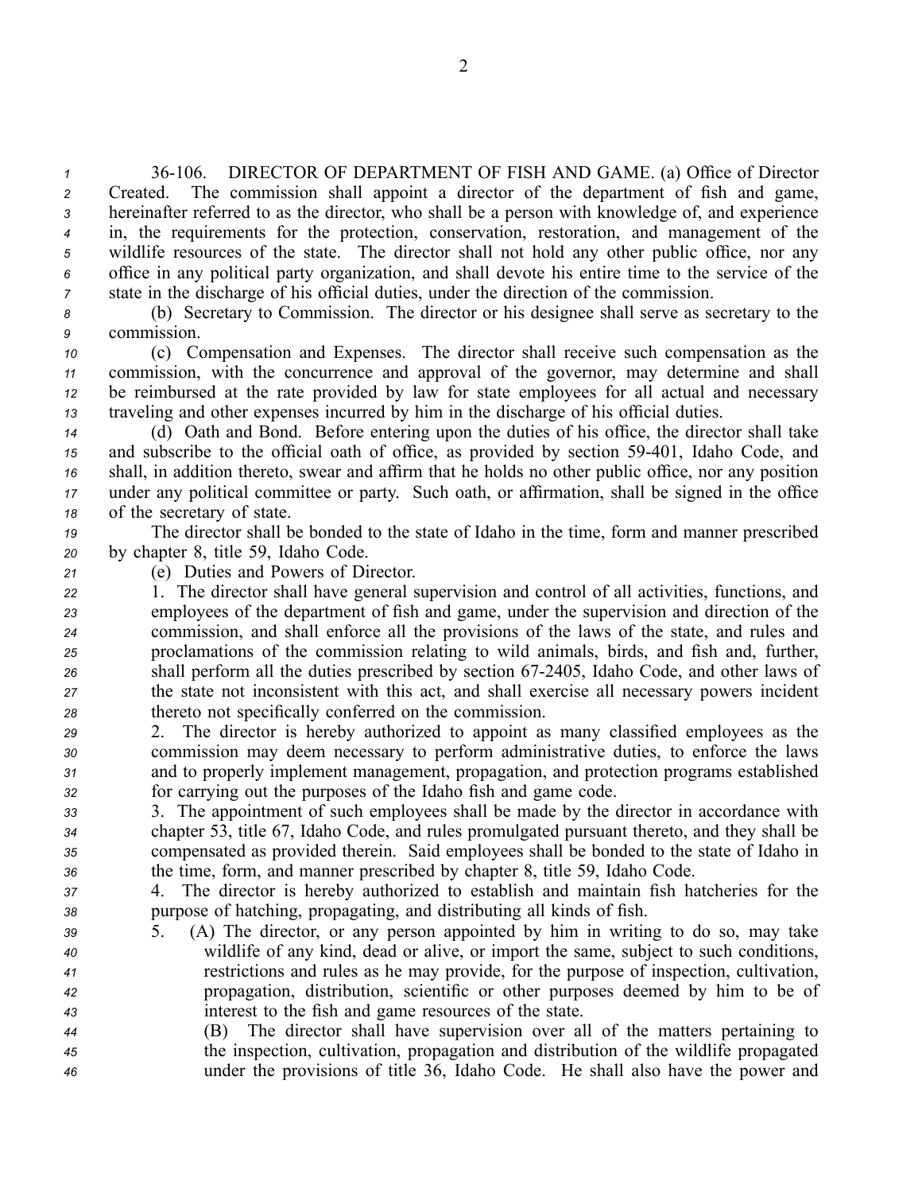36-106. DIRECTOR OF DEPARTMENT OF FISH AND GAME. (a) Office of Director Created. The commission shall appoint a director of the department of fish and game, hereinafter referred to as the director, who shall be a person with knowledge of, and experience in, the requirements for the protection, conservation, restoration, and management of the wildlife resources of the state. The director shall not hold any other public office, nor any office in any political party organization, and shall devote his entire time to the service of the state in the discharge of his official duties, under the direction of the commission.

(b) Secretary to Commission. The director or his designee shall serve as secretary to the commission.

(c) Compensation and Expenses. The director shall receive such compensation as the commission, with the concurrence and approval of the governor, may determine and shall be reimbursed at the rate provided by law for state employees for all actual and necessary traveling and other expenses incurred by him in the discharge of his official duties.

(d) Oath and Bond. Before entering upon the duties of his office, the director shall take and subscribe to the official oath of office, as provided by section 59-401, Idaho Code, and shall, in addition thereto, swear and affirm that he holds no other public office, nor any position under any political committee or party. Such oath, or affirmation, shall be signed in the office of the secretary of state.

The director shall be bonded to the state of Idaho in the time, form and manner prescribed by chapter 8, title 59, Idaho Code.

(e) Duties and Powers of Director.

1. The director shall have general supervision and control of all activities, functions, and employees of the department of fish and game, under the supervision and direction of the commission, and shall enforce all the provisions of the laws of the state, and rules and proclamations of the commission relating to wild animals, birds, and fish and, further, shall perform all the duties prescribed by section 67-2405, Idaho Code, and other laws of the state not inconsistent with this act, and shall exercise all necessary powers incident thereto not specifically conferred on the commission.

2. The director is hereby authorized to appoint as many classified employees as the commission may deem necessary to perform administrative duties, to enforce the laws and to properly implement management, propagation, and protection programs established for carrying out the purposes of the Idaho fish and game code.

3. The appointment of such employees shall be made by the director in accordance with chapter 53, title 67, Idaho Code, and rules promulgated pursuant thereto, and they shall be compensated as provided therein. Said employees shall be bonded to the state of Idaho in the time, form, and manner prescribed by chapter 8, title 59, Idaho Code.

4. The director is hereby authorized to establish and maintain fish hatcheries for the purpose of hatching, propagating, and distributing all kinds of fish.

5. (A) The director, or any person appointed by him in writing to do so, may take wildlife of any kind, dead or alive, or import the same, subject to such conditions, restrictions and rules as he may provide, for the purpose of inspection, cultivation, propagation, distribution, scientific or other purposes deemed by him to be of interest to the fish and game resources of the state.

(B) The director shall have supervision over all of the matters pertaining to the inspection, cultivation, propagation and distribution of the wildlife propagated under the provisions of title 36, Idaho Code. He shall also have the power and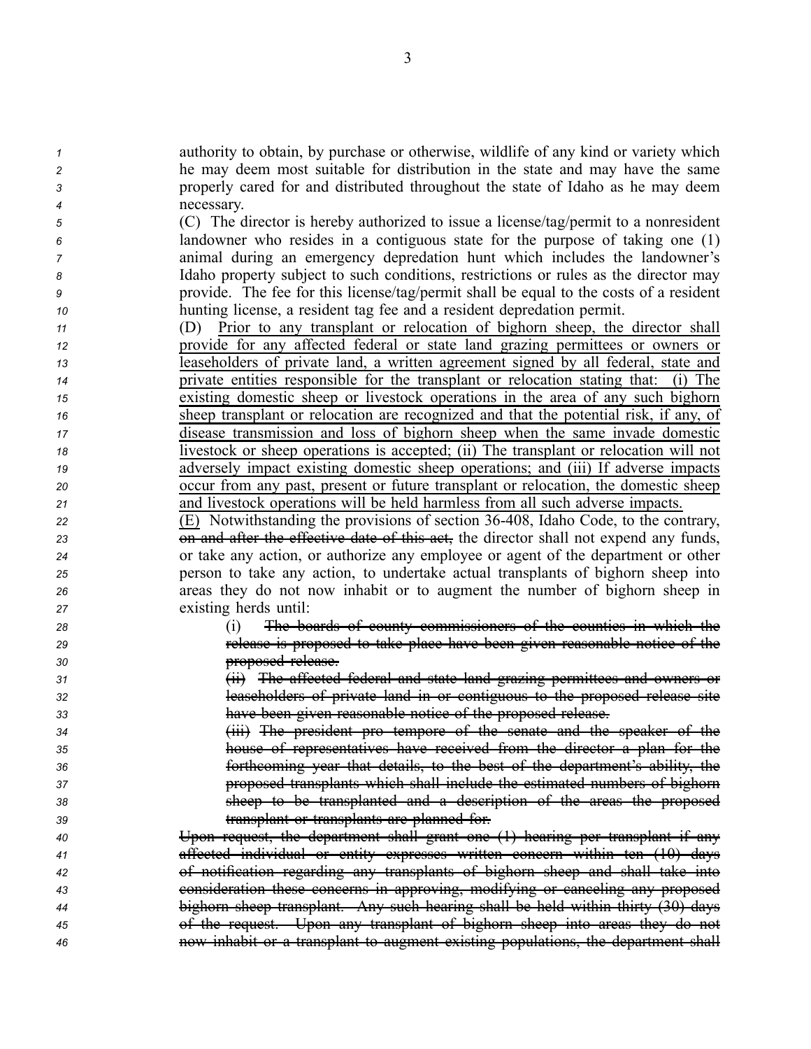authority to obtain, by purchase or otherwise, wildlife of any kind or variety which he may deem most suitable for distribution in the state and may have the same properly cared for and distributed throughout the state of Idaho as he may deem necessary.

(C) The director is hereby authorized to issue a license/tag/permit to a nonresident landowner who resides in a contiguous state for the purpose of taking one (1) animal during an emergency depredation hunt which includes the landowner's Idaho property subject to such conditions, restrictions or rules as the director may provide. The fee for this license/tag/permit shall be equal to the costs of a resident hunting license, a resident tag fee and a resident depredation permit.

(D) <u>Prior to any transplant or relocation of bighorn sheep, the director shall provide for any affected federal or state land grazing permittees or owners or leaseholders of private land, a written agreement signed by all federal, state and private entities responsible for the transplant or relocation stating that: (i) The existing domestic sheep or livestock operations in the area of any such bighorn sheep transplant or relocation are recognized and that the potential risk, if any, of disease transmission and loss of bighorn sheep when the same invade domestic livestock or sheep operations is accepted; (ii) The transplant or relocation will not adversely impact existing domestic sheep operations; and (iii) If adverse impacts occur from any past, present or future transplant or relocation, the domestic sheep and livestock operations will be held harmless from all such adverse impacts.</u>

<u>(E)</u> Notwithstanding the provisions of section 36-408, Idaho Code, to the contrary, ~~on and after the effective date of this act,~~ the director shall not expend any funds, or take any action, or authorize any employee or agent of the department or other person to take any action, to undertake actual transplants of bighorn sheep into areas they do not now inhabit or to augment the number of bighorn sheep in existing herds until:

(i) ~~The boards of county commissioners of the counties in which the release is proposed to take place have been given reasonable notice of the proposed release.~~

~~(ii) The affected federal and state land grazing permittees and owners or leaseholders of private land in or contiguous to the proposed release site have been given reasonable notice of the proposed release.~~

~~(iii) The president pro tempore of the senate and the speaker of the house of representatives have received from the director a plan for the forthcoming year that details, to the best of the department's ability, the proposed transplants which shall include the estimated numbers of bighorn sheep to be transplanted and a description of the areas the proposed transplant or transplants are planned for.~~

~~Upon request, the department shall grant one (1) hearing per transplant if any affected individual or entity expresses written concern within ten (10) days of notification regarding any transplants of bighorn sheep and shall take into consideration these concerns in approving, modifying or canceling any proposed bighorn sheep transplant. Any such hearing shall be held within thirty (30) days of the request. Upon any transplant of bighorn sheep into areas they do not now inhabit or a transplant to augment existing populations, the department shall~~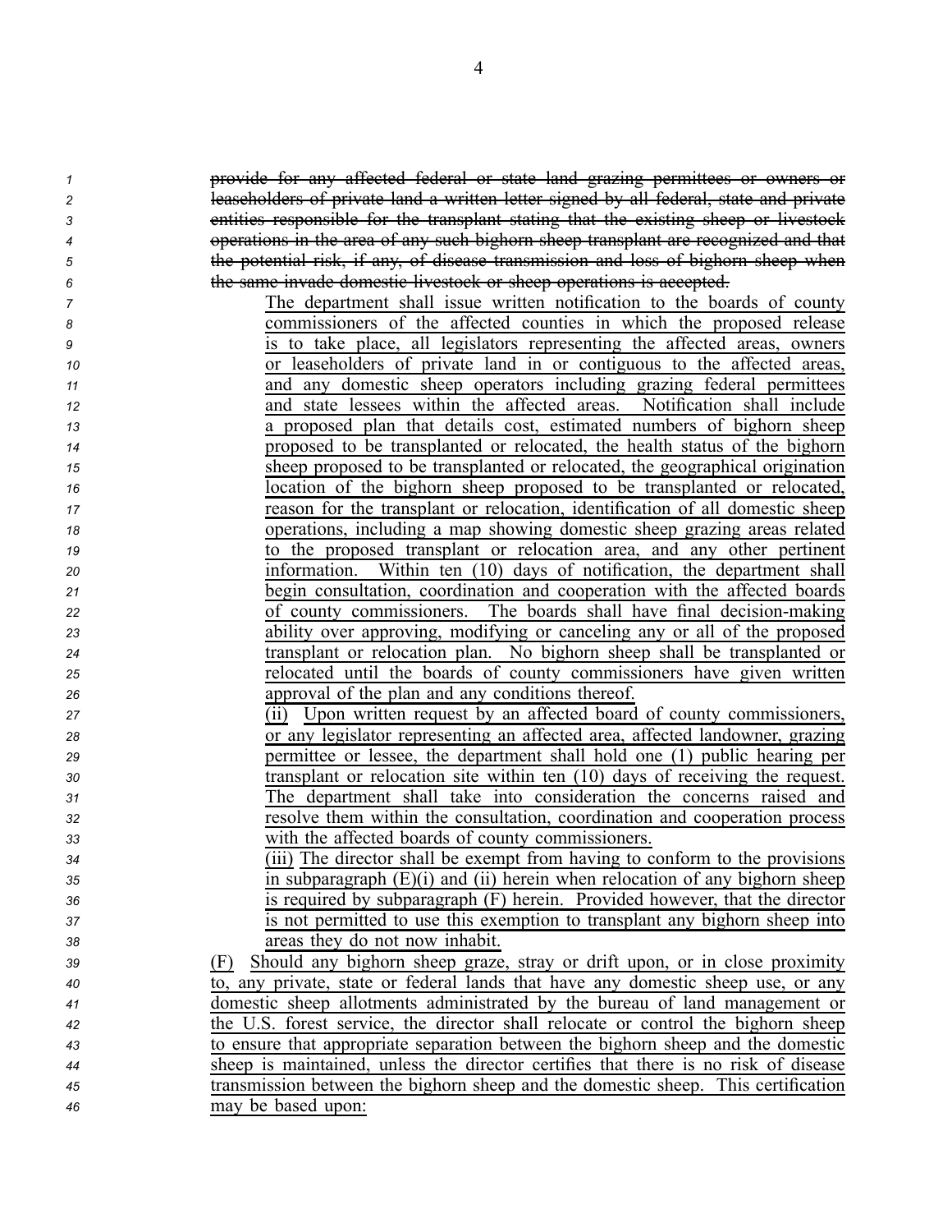~~provide for any affected federal or state land grazing permittees or owners or leaseholders of private land a written letter signed by all federal, state and private entities responsible for the transplant stating that the existing sheep or livestock operations in the area of any such bighorn sheep transplant are recognized and that the potential risk, if any, of disease transmission and loss of bighorn sheep when the same invade domestic livestock or sheep operations is accepted.~~

<u>The department shall issue written notification to the boards of county commissioners of the affected counties in which the proposed release is to take place, all legislators representing the affected areas, owners or leaseholders of private land in or contiguous to the affected areas, and any domestic sheep operators including grazing federal permittees and state lessees within the affected areas. Notification shall include a proposed plan that details cost, estimated numbers of bighorn sheep proposed to be transplanted or relocated, the health status of the bighorn sheep proposed to be transplanted or relocated, the geographical origination location of the bighorn sheep proposed to be transplanted or relocated, reason for the transplant or relocation, identification of all domestic sheep operations, including a map showing domestic sheep grazing areas related to the proposed transplant or relocation area, and any other pertinent information. Within ten (10) days of notification, the department shall begin consultation, coordination and cooperation with the affected boards of county commissioners. The boards shall have final decision-making ability over approving, modifying or canceling any or all of the proposed transplant or relocation plan. No bighorn sheep shall be transplanted or relocated until the boards of county commissioners have given written approval of the plan and any conditions thereof.</u>

<u>(ii) Upon written request by an affected board of county commissioners, or any legislator representing an affected area, affected landowner, grazing permittee or lessee, the department shall hold one (1) public hearing per transplant or relocation site within ten (10) days of receiving the request. The department shall take into consideration the concerns raised and resolve them within the consultation, coordination and cooperation process with the affected boards of county commissioners.</u>

<u>(iii) The director shall be exempt from having to conform to the provisions in subparagraph (E)(i) and (ii) herein when relocation of any bighorn sheep is required by subparagraph (F) herein. Provided however, that the director is not permitted to use this exemption to transplant any bighorn sheep into areas they do not now inhabit.</u>

<u>(F) Should any bighorn sheep graze, stray or drift upon, or in close proximity to, any private, state or federal lands that have any domestic sheep use, or any domestic sheep allotments administrated by the bureau of land management or the U.S. forest service, the director shall relocate or control the bighorn sheep to ensure that appropriate separation between the bighorn sheep and the domestic sheep is maintained, unless the director certifies that there is no risk of disease transmission between the bighorn sheep and the domestic sheep. This certification may be based upon:</u>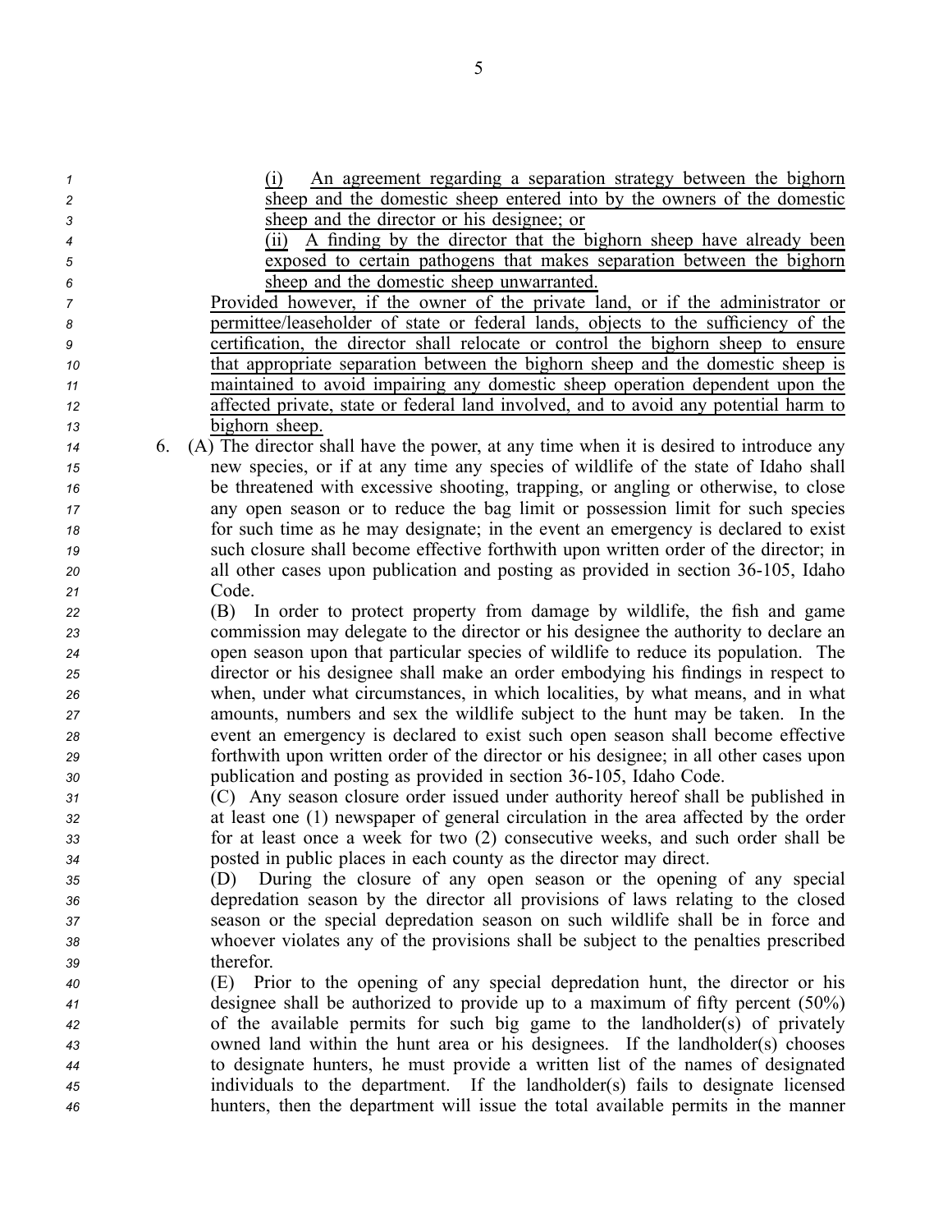(i) An agreement regarding a separation strategy between the bighorn sheep and the domestic sheep entered into by the owners of the domestic sheep and the director or his designee; or

(ii) A finding by the director that the bighorn sheep have already been exposed to certain pathogens that makes separation between the bighorn sheep and the domestic sheep unwarranted.

Provided however, if the owner of the private land, or if the administrator or permittee/leaseholder of state or federal lands, objects to the sufficiency of the certification, the director shall relocate or control the bighorn sheep to ensure that appropriate separation between the bighorn sheep and the domestic sheep is maintained to avoid impairing any domestic sheep operation dependent upon the affected private, state or federal land involved, and to avoid any potential harm to bighorn sheep.

6. (A) The director shall have the power, at any time when it is desired to introduce any new species, or if at any time any species of wildlife of the state of Idaho shall be threatened with excessive shooting, trapping, or angling or otherwise, to close any open season or to reduce the bag limit or possession limit for such species for such time as he may designate; in the event an emergency is declared to exist such closure shall become effective forthwith upon written order of the director; in all other cases upon publication and posting as provided in section 36-105, Idaho Code.

(B) In order to protect property from damage by wildlife, the fish and game commission may delegate to the director or his designee the authority to declare an open season upon that particular species of wildlife to reduce its population. The director or his designee shall make an order embodying his findings in respect to when, under what circumstances, in which localities, by what means, and in what amounts, numbers and sex the wildlife subject to the hunt may be taken. In the event an emergency is declared to exist such open season shall become effective forthwith upon written order of the director or his designee; in all other cases upon publication and posting as provided in section 36-105, Idaho Code.

(C) Any season closure order issued under authority hereof shall be published in at least one (1) newspaper of general circulation in the area affected by the order for at least once a week for two (2) consecutive weeks, and such order shall be posted in public places in each county as the director may direct.

(D) During the closure of any open season or the opening of any special depredation season by the director all provisions of laws relating to the closed season or the special depredation season on such wildlife shall be in force and whoever violates any of the provisions shall be subject to the penalties prescribed therefor.

(E) Prior to the opening of any special depredation hunt, the director or his designee shall be authorized to provide up to a maximum of fifty percent (50%) of the available permits for such big game to the landholder(s) of privately owned land within the hunt area or his designees. If the landholder(s) chooses to designate hunters, he must provide a written list of the names of designated individuals to the department. If the landholder(s) fails to designate licensed hunters, then the department will issue the total available permits in the manner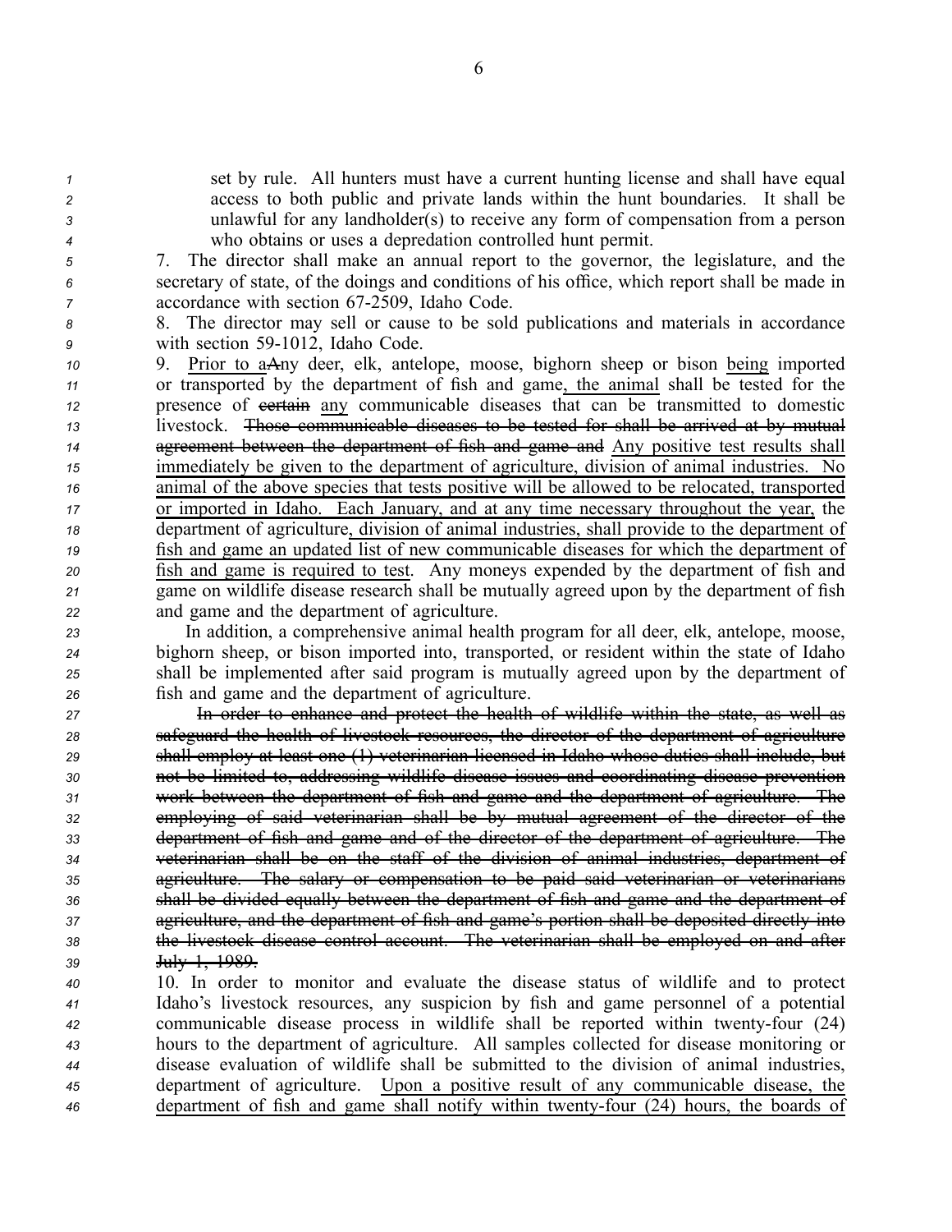set by rule. All hunters must have a current hunting license and shall have equal access to both public and private lands within the hunt boundaries. It shall be unlawful for any landholder(s) to receive any form of compensation from a person who obtains or uses a depredation controlled hunt permit.

7. The director shall make an annual report to the governor, the legislature, and the secretary of state, of the doings and conditions of his office, which report shall be made in accordance with section 67-2509, Idaho Code.

8. The director may sell or cause to be sold publications and materials in accordance with section 59-1012, Idaho Code.

9. <u>Prior to a</u>~~A~~ny deer, elk, antelope, moose, bighorn sheep or bison <u>being</u> imported or transported by the department of fish and game<u>, the animal</u> shall be tested for the presence of ~~certain~~ <u>any</u> communicable diseases that can be transmitted to domestic livestock. ~~Those communicable diseases to be tested for shall be arrived at by mutual agreement between the department of fish and game and~~ <u>Any positive test results shall immediately be given to the department of agriculture, division of animal industries. No animal of the above species that tests positive will be allowed to be relocated, transported or imported in Idaho. Each January, and at any time necessary throughout the year,</u> the department of agriculture<u>, division of animal industries, shall provide to the department of fish and game an updated list of new communicable diseases for which the department of fish and game is required to test</u>. Any moneys expended by the department of fish and game on wildlife disease research shall be mutually agreed upon by the department of fish and game and the department of agriculture.

In addition, a comprehensive animal health program for all deer, elk, antelope, moose, bighorn sheep, or bison imported into, transported, or resident within the state of Idaho shall be implemented after said program is mutually agreed upon by the department of fish and game and the department of agriculture.

~~In order to enhance and protect the health of wildlife within the state, as well as safeguard the health of livestock resources, the director of the department of agriculture shall employ at least one (1) veterinarian licensed in Idaho whose duties shall include, but not be limited to, addressing wildlife disease issues and coordinating disease prevention work between the department of fish and game and the department of agriculture. The employing of said veterinarian shall be by mutual agreement of the director of the department of fish and game and of the director of the department of agriculture. The veterinarian shall be on the staff of the division of animal industries, department of agriculture. The salary or compensation to be paid said veterinarian or veterinarians shall be divided equally between the department of fish and game and the department of agriculture, and the department of fish and game's portion shall be deposited directly into the livestock disease control account. The veterinarian shall be employed on and after July 1, 1989.~~

10. In order to monitor and evaluate the disease status of wildlife and to protect Idaho's livestock resources, any suspicion by fish and game personnel of a potential communicable disease process in wildlife shall be reported within twenty-four (24) hours to the department of agriculture. All samples collected for disease monitoring or disease evaluation of wildlife shall be submitted to the division of animal industries, department of agriculture. <u>Upon a positive result of any communicable disease, the department of fish and game shall notify within twenty-four (24) hours, the boards of</u>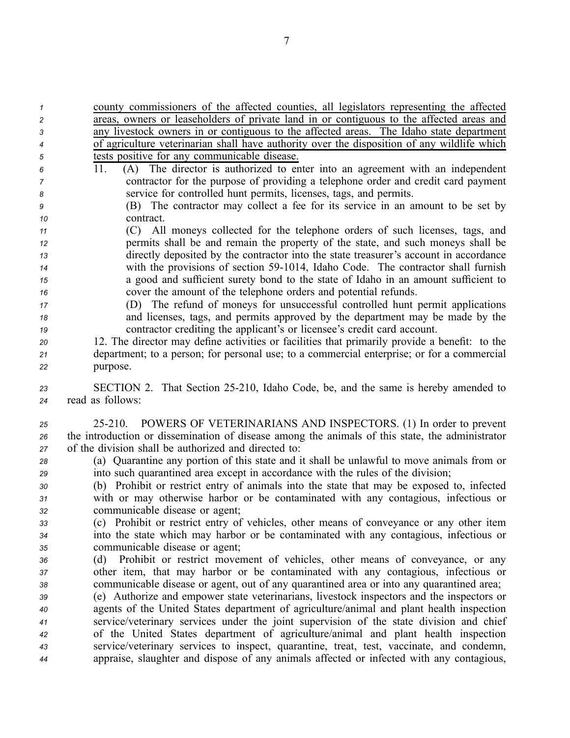county commissioners of the affected counties, all legislators representing the affected areas, owners or leaseholders of private land in or contiguous to the affected areas and any livestock owners in or contiguous to the affected areas. The Idaho state department of agriculture veterinarian shall have authority over the disposition of any wildlife which tests positive for any communicable disease.

11. (A) The director is authorized to enter into an agreement with an independent contractor for the purpose of providing a telephone order and credit card payment service for controlled hunt permits, licenses, tags, and permits.

(B) The contractor may collect a fee for its service in an amount to be set by contract.

(C) All moneys collected for the telephone orders of such licenses, tags, and permits shall be and remain the property of the state, and such moneys shall be directly deposited by the contractor into the state treasurer's account in accordance with the provisions of section 59-1014, Idaho Code. The contractor shall furnish a good and sufficient surety bond to the state of Idaho in an amount sufficient to cover the amount of the telephone orders and potential refunds.

(D) The refund of moneys for unsuccessful controlled hunt permit applications and licenses, tags, and permits approved by the department may be made by the contractor crediting the applicant's or licensee's credit card account.

12. The director may define activities or facilities that primarily provide a benefit: to the department; to a person; for personal use; to a commercial enterprise; or for a commercial purpose.

SECTION 2. That Section 25-210, Idaho Code, be, and the same is hereby amended to read as follows:

25-210. POWERS OF VETERINARIANS AND INSPECTORS. (1) In order to prevent the introduction or dissemination of disease among the animals of this state, the administrator of the division shall be authorized and directed to:

(a) Quarantine any portion of this state and it shall be unlawful to move animals from or into such quarantined area except in accordance with the rules of the division;

(b) Prohibit or restrict entry of animals into the state that may be exposed to, infected with or may otherwise harbor or be contaminated with any contagious, infectious or communicable disease or agent;

(c) Prohibit or restrict entry of vehicles, other means of conveyance or any other item into the state which may harbor or be contaminated with any contagious, infectious or communicable disease or agent;

(d) Prohibit or restrict movement of vehicles, other means of conveyance, or any other item, that may harbor or be contaminated with any contagious, infectious or communicable disease or agent, out of any quarantined area or into any quarantined area;

(e) Authorize and empower state veterinarians, livestock inspectors and the inspectors or agents of the United States department of agriculture/animal and plant health inspection service/veterinary services under the joint supervision of the state division and chief of the United States department of agriculture/animal and plant health inspection service/veterinary services to inspect, quarantine, treat, test, vaccinate, and condemn, appraise, slaughter and dispose of any animals affected or infected with any contagious,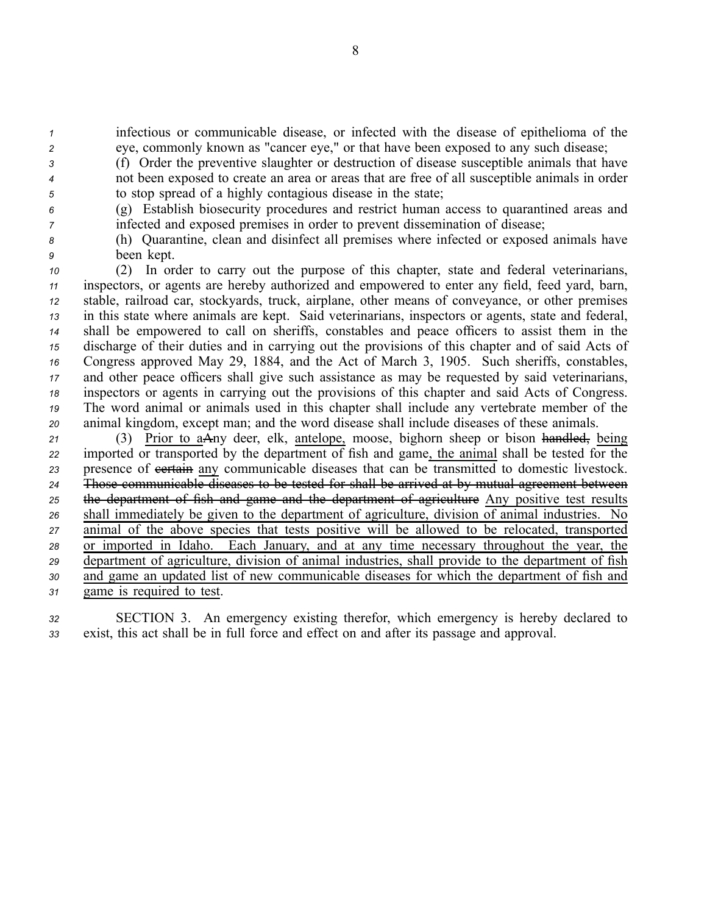infectious or communicable disease, or infected with the disease of epithelioma of the eye, commonly known as "cancer eye," or that have been exposed to any such disease;

(f) Order the preventive slaughter or destruction of disease susceptible animals that have not been exposed to create an area or areas that are free of all susceptible animals in order to stop spread of a highly contagious disease in the state;

(g) Establish biosecurity procedures and restrict human access to quarantined areas and infected and exposed premises in order to prevent dissemination of disease;

(h) Quarantine, clean and disinfect all premises where infected or exposed animals have been kept.

(2) In order to carry out the purpose of this chapter, state and federal veterinarians, inspectors, or agents are hereby authorized and empowered to enter any field, feed yard, barn, stable, railroad car, stockyards, truck, airplane, other means of conveyance, or other premises in this state where animals are kept. Said veterinarians, inspectors or agents, state and federal, shall be empowered to call on sheriffs, constables and peace officers to assist them in the discharge of their duties and in carrying out the provisions of this chapter and of said Acts of Congress approved May 29, 1884, and the Act of March 3, 1905. Such sheriffs, constables, and other peace officers shall give such assistance as may be requested by said veterinarians, inspectors or agents in carrying out the provisions of this chapter and said Acts of Congress. The word animal or animals used in this chapter shall include any vertebrate member of the animal kingdom, except man; and the word disease shall include diseases of these animals.

(3) <u>Prior to a</u>~~A~~ny deer, elk, <u>antelope,</u> moose, bighorn sheep or bison ~~handled,~~ <u>being</u> imported or transported by the department of fish and game<u>, the animal</u> shall be tested for the presence of ~~certain~~ <u>any</u> communicable diseases that can be transmitted to domestic livestock. ~~Those communicable diseases to be tested for shall be arrived at by mutual agreement between the department of fish and game and the department of agriculture~~ <u>Any positive test results shall immediately be given to the department of agriculture, division of animal industries. No animal of the above species that tests positive will be allowed to be relocated, transported or imported in Idaho. Each January, and at any time necessary throughout the year, the department of agriculture, division of animal industries, shall provide to the department of fish and game an updated list of new communicable diseases for which the department of fish and game is required to test</u>.

SECTION 3. An emergency existing therefor, which emergency is hereby declared to exist, this act shall be in full force and effect on and after its passage and approval.